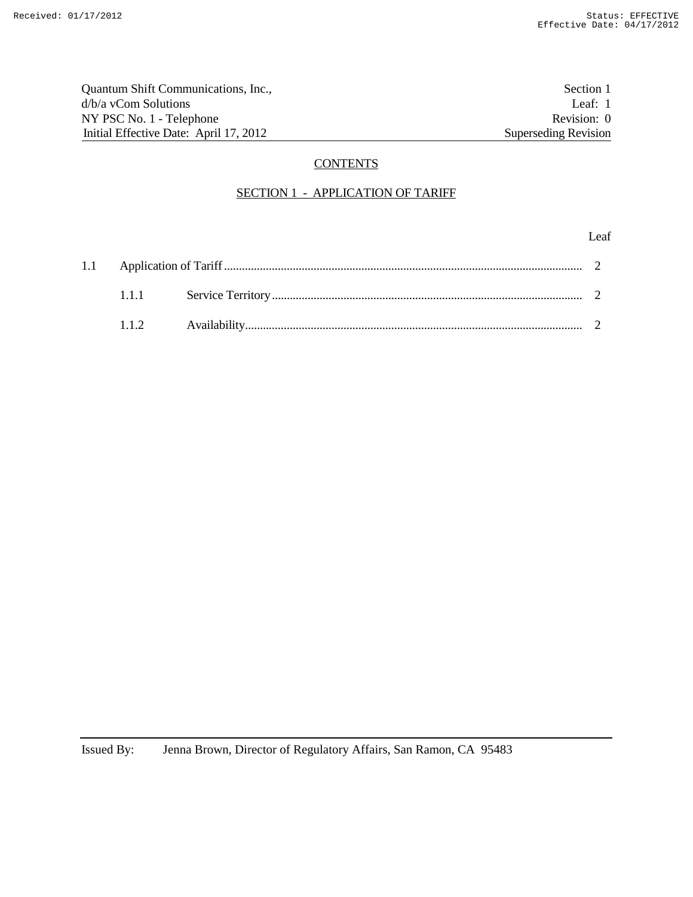Quantum Shift Communications, Inc.,
d/b/a vCom Solutions
NY PSC No. 1 - Telephone
Initial Effective Date: April 17, 2012

Section 1
Leaf: 1
Revision: 0
Superseding Revision

## CONTENTS

## SECTION 1 - APPLICATION OF TARIFF

| | | Leaf |
|---|---|---|
| 1.1 | Application of Tariff | 2 |
| 1.1.1 | Service Territory | 2 |
| 1.1.2 | Availability | 2 |

Issued By: Jenna Brown, Director of Regulatory Affairs, San Ramon, CA 95483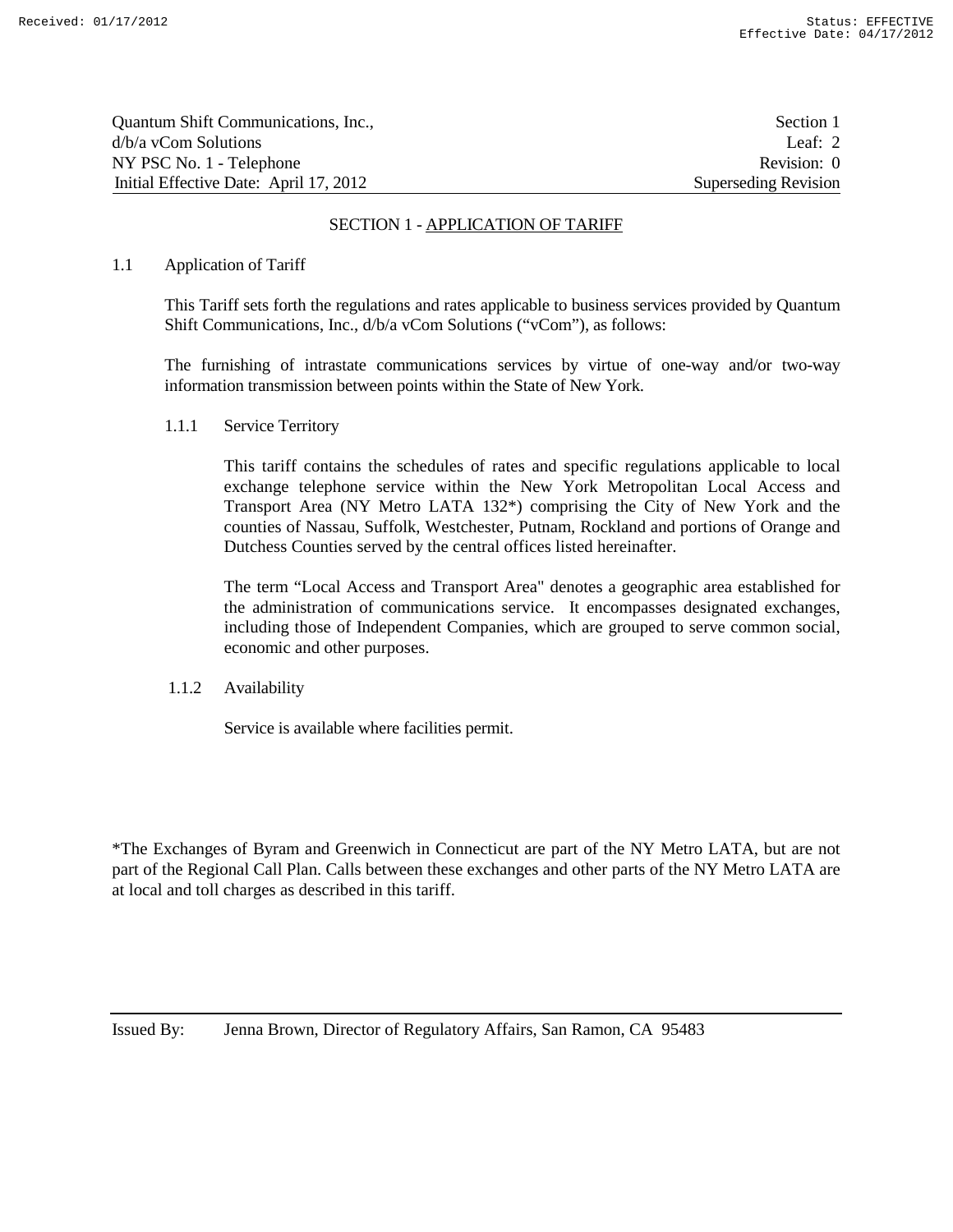## SECTION 1 - APPLICATION OF TARIFF

### 1.1 Application of Tariff

This Tariff sets forth the regulations and rates applicable to business services provided by Quantum Shift Communications, Inc., d/b/a vCom Solutions ("vCom"), as follows:

The furnishing of intrastate communications services by virtue of one-way and/or two-way information transmission between points within the State of New York.

#### 1.1.1 Service Territory

This tariff contains the schedules of rates and specific regulations applicable to local exchange telephone service within the New York Metropolitan Local Access and Transport Area (NY Metro LATA 132*) comprising the City of New York and the counties of Nassau, Suffolk, Westchester, Putnam, Rockland and portions of Orange and Dutchess Counties served by the central offices listed hereinafter.

The term "Local Access and Transport Area" denotes a geographic area established for the administration of communications service. It encompasses designated exchanges, including those of Independent Companies, which are grouped to serve common social, economic and other purposes.

#### 1.1.2 Availability

Service is available where facilities permit.

*The Exchanges of Byram and Greenwich in Connecticut are part of the NY Metro LATA, but are not part of the Regional Call Plan. Calls between these exchanges and other parts of the NY Metro LATA are at local and toll charges as described in this tariff.